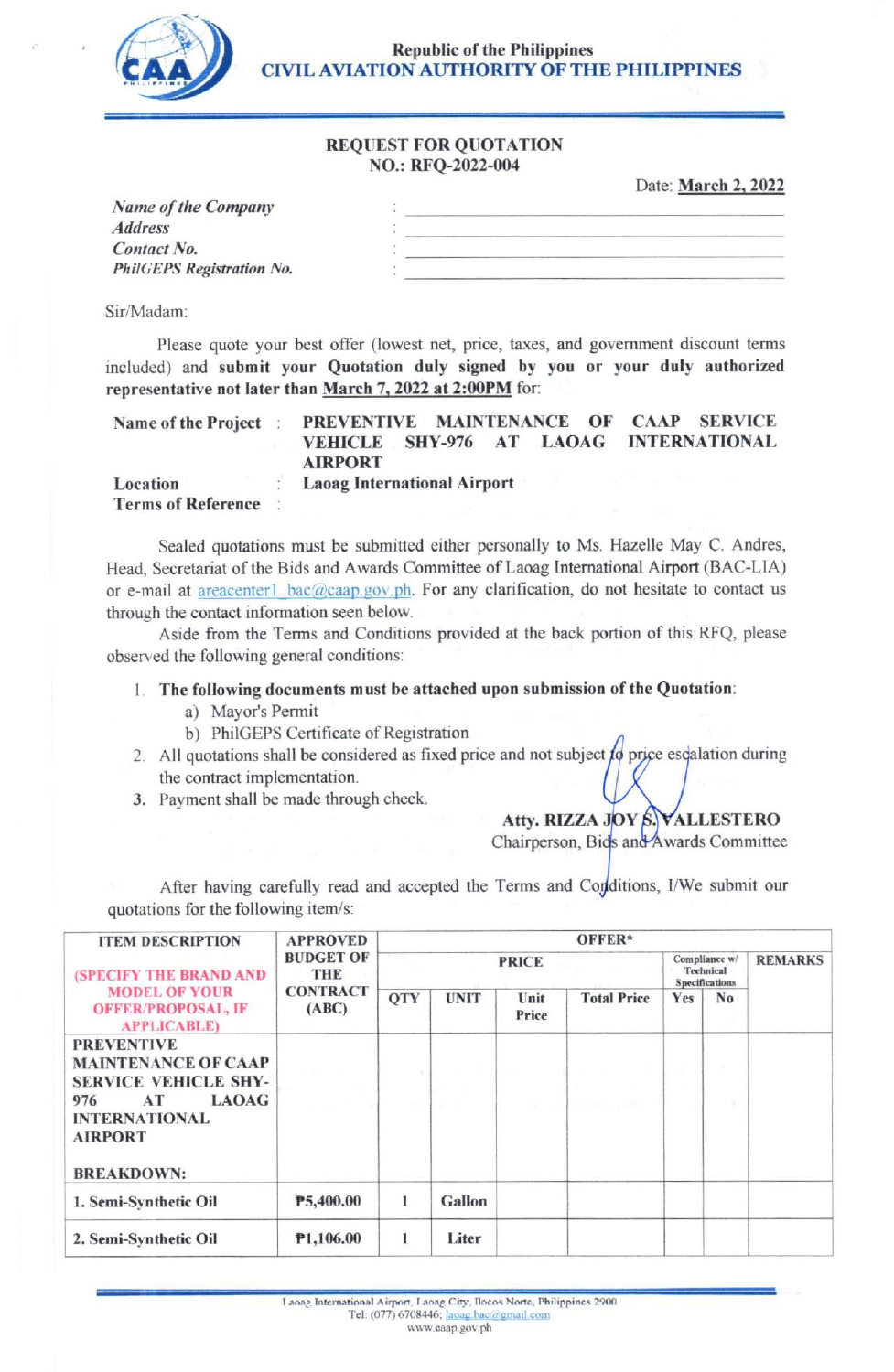Republic of the Philippines
**CIVIL AVIATION AUTHORITY OF THE PHILIPPINES**

## REQUEST FOR QUOTATION
## NO.: RFQ-2022-004

Date: March 2, 2022

*Name of the Company* : ______________________
*Address* : ______________________
*Contact No.* : ______________________
*PhilGEPS Registration No.* : ______________________

Sir/Madam:

Please quote your best offer (lowest net, price, taxes, and government discount terms included) and **submit your Quotation duly signed by you or your duly authorized representative not later than March 7, 2022 at 2:00PM** for:

**Name of the Project** : **PREVENTIVE MAINTENANCE OF CAAP SERVICE VEHICLE SHY-976 AT LAOAG INTERNATIONAL AIRPORT**
**Location** : **Laoag International Airport**
**Terms of Reference** :

Sealed quotations must be submitted either personally to Ms. Hazelle May C. Andres, Head, Secretariat of the Bids and Awards Committee of Laoag International Airport (BAC-LIA) or e-mail at areacenter1_bac@caap.gov.ph. For any clarification, do not hesitate to contact us through the contact information seen below.

Aside from the Terms and Conditions provided at the back portion of this RFQ, please observed the following general conditions:

1. **The following documents must be attached upon submission of the Quotation**:
   a) Mayor's Permit
   b) PhilGEPS Certificate of Registration
2. All quotations shall be considered as fixed price and not subject to price escalation during the contract implementation.
3. Payment shall be made through check.

**Atty. RIZZA JOY S. VALLESTERO**
Chairperson, Bids and Awards Committee

After having carefully read and accepted the Terms and Conditions, I/We submit our quotations for the following item/s:

| ITEM DESCRIPTION (SPECIFY THE BRAND AND MODEL OF YOUR OFFER/PROPOSAL, IF APPLICABLE) | APPROVED BUDGET OF THE CONTRACT (ABC) | OFFER* | | | | | | |
|---|---|---|---|---|---|---|---|---|
| | | PRICE | | | | Compliance w/ Technical Specifications | | REMARKS |
| | | QTY | UNIT | Unit Price | Total Price | Yes | No | |
| **PREVENTIVE MAINTENANCE OF CAAP SERVICE VEHICLE SHY-976 AT LAOAG INTERNATIONAL AIRPORT** <br><br> **BREAKDOWN:** | | | | | | | | |
| **1. Semi-Synthetic Oil** | **₱5,400.00** | 1 | Gallon | | | | | |
| **2. Semi-Synthetic Oil** | **₱1,106.00** | 1 | Liter | | | | | |

Laoag International Airport, Laoag City, Ilocos Norte, Philippines 2900
Tel: (077) 6708446; laoag.bac@gmail.com
www.caap.gov.ph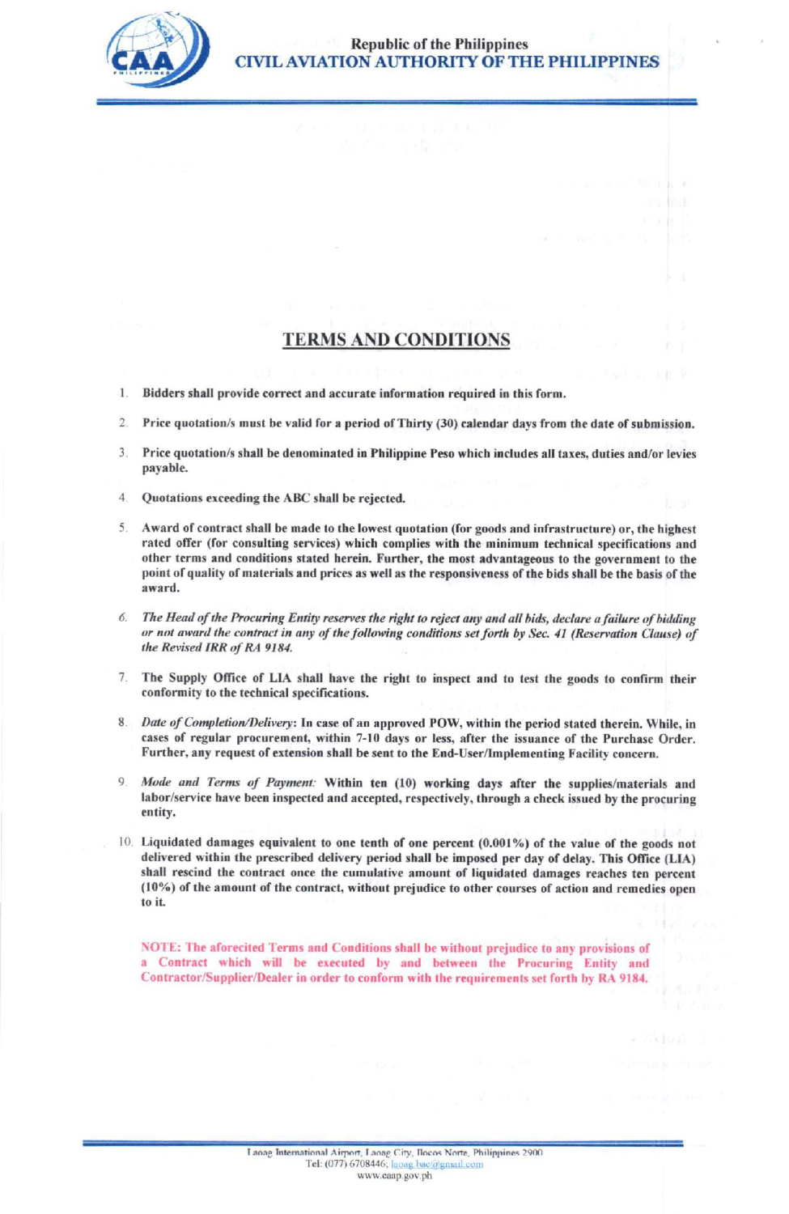Republic of the Philippines
CIVIL AVIATION AUTHORITY OF THE PHILIPPINES

## TERMS AND CONDITIONS

1. **Bidders shall provide correct and accurate information required in this form.**

2. **Price quotation/s must be valid for a period of Thirty (30) calendar days from the date of submission.**

3. **Price quotation/s shall be denominated in Philippine Peso which includes all taxes, duties and/or levies payable.**

4. **Quotations exceeding the ABC shall be rejected.**

5. **Award of contract shall be made to the lowest quotation (for goods and infrastructure) or, the highest rated offer (for consulting services) which complies with the minimum technical specifications and other terms and conditions stated herein. Further, the most advantageous to the government to the point of quality of materials and prices as well as the responsiveness of the bids shall be the basis of the award.**

6. ***The Head of the Procuring Entity reserves the right to reject any and all bids, declare a failure of bidding or not award the contract in any of the following conditions set forth by Sec. 41 (Reservation Clause) of the Revised IRR of RA 9184.***

7. **The Supply Office of LIA shall have the right to inspect and to test the goods to confirm their conformity to the technical specifications.**

8. ***Date of Completion/Delivery*: In case of an approved POW, within the period stated therein. While, in cases of regular procurement, within 7-10 days or less, after the issuance of the Purchase Order. Further, any request of extension shall be sent to the End-User/Implementing Facility concern.**

9. ***Mode and Terms of Payment:* Within ten (10) working days after the supplies/materials and labor/service have been inspected and accepted, respectively, through a check issued by the procuring entity.**

10. **Liquidated damages equivalent to one tenth of one percent (0.001%) of the value of the goods not delivered within the prescribed delivery period shall be imposed per day of delay. This Office (LIA) shall rescind the contract once the cumulative amount of liquidated damages reaches ten percent (10%) of the amount of the contract, without prejudice to other courses of action and remedies open to it.**

**NOTE: The aforecited Terms and Conditions shall be without prejudice to any provisions of a Contract which will be executed by and between the Procuring Entity and Contractor/Supplier/Dealer in order to conform with the requirements set forth by RA 9184.**

Laoag International Airport, Laoag City, Ilocos Norte, Philippines 2900
Tel: (077) 6708446; laoag.bac@gmail.com
www.caap.gov.ph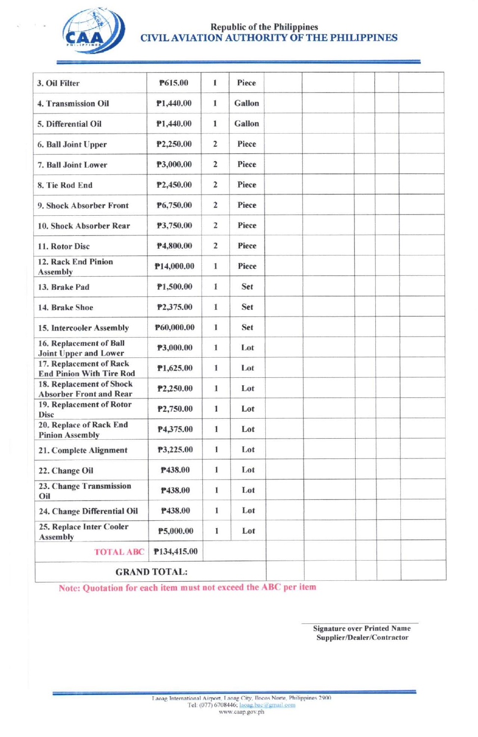Republic of the Philippines
**CIVIL AVIATION AUTHORITY OF THE PHILIPPINES**

| | | | | | | | | |
|---|---|---|---|---|---|---|---|---|
| 3. Oil Filter | ₱615.00 | 1 | Piece | | | | | |
| 4. Transmission Oil | ₱1,440.00 | 1 | Gallon | | | | | |
| 5. Differential Oil | ₱1,440.00 | 1 | Gallon | | | | | |
| 6. Ball Joint Upper | ₱2,250.00 | 2 | Piece | | | | | |
| 7. Ball Joint Lower | ₱3,000.00 | 2 | Piece | | | | | |
| 8. Tie Rod End | ₱2,450.00 | 2 | Piece | | | | | |
| 9. Shock Absorber Front | ₱6,750.00 | 2 | Piece | | | | | |
| 10. Shock Absorber Rear | ₱3,750.00 | 2 | Piece | | | | | |
| 11. Rotor Disc | ₱4,800.00 | 2 | Piece | | | | | |
| 12. Rack End Pinion Assembly | ₱14,000.00 | 1 | Piece | | | | | |
| 13. Brake Pad | ₱1,500.00 | 1 | Set | | | | | |
| 14. Brake Shoe | ₱2,375.00 | 1 | Set | | | | | |
| 15. Intercooler Assembly | ₱60,000.00 | 1 | Set | | | | | |
| 16. Replacement of Ball Joint Upper and Lower | ₱3,000.00 | 1 | Lot | | | | | |
| 17. Replacement of Rack End Pinion With Tire Rod | ₱1,625.00 | 1 | Lot | | | | | |
| 18. Replacement of Shock Absorber Front and Rear | ₱2,250.00 | 1 | Lot | | | | | |
| 19. Replacement of Rotor Disc | ₱2,750.00 | 1 | Lot | | | | | |
| 20. Replace of Rack End Pinion Assembly | ₱4,375.00 | 1 | Lot | | | | | |
| 21. Complete Alignment | ₱3,225.00 | 1 | Lot | | | | | |
| 22. Change Oil | ₱438.00 | 1 | Lot | | | | | |
| 23. Change Transmission Oil | ₱438.00 | 1 | Lot | | | | | |
| 24. Change Differential Oil | ₱438.00 | 1 | Lot | | | | | |
| 25. Replace Inter Cooler Assembly | ₱5,000.00 | 1 | Lot | | | | | |
| TOTAL ABC | ₱134,415.00 | | | | | | | |
| GRAND TOTAL: | | | | | | | | |

Note: Quotation for each item must not exceed the ABC per item

Signature over Printed Name
Supplier/Dealer/Contractor

Laoag International Airport, Laoag City, Ilocos Norte, Philippines 2900
Tel: (077) 6708446; laoag.bac@gmail.com
www.caap.gov.ph